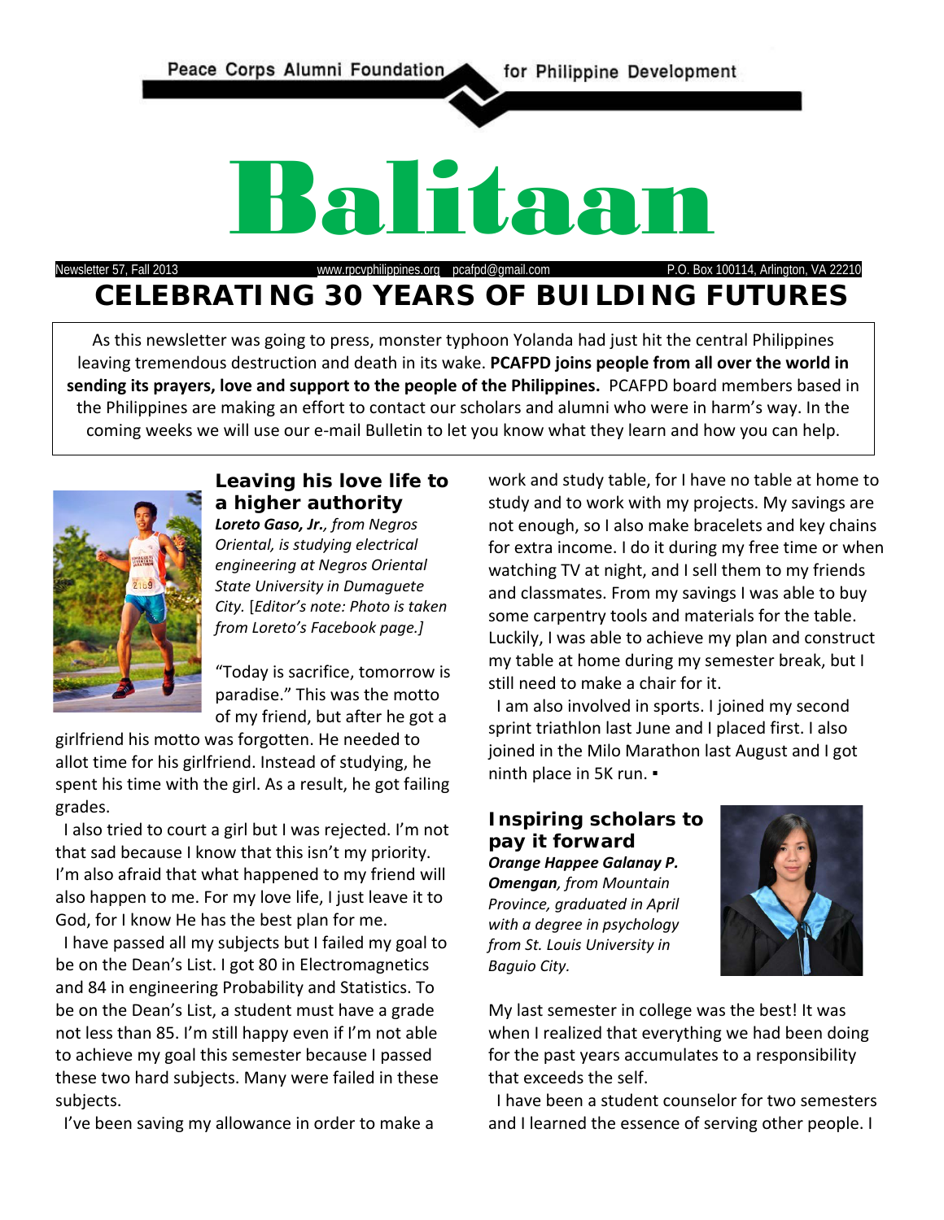Peace Corps Alumni Foundation for Philippine Development

# Balitaan

Newsletter 57, Fall 2013 www.rpcvphilippines.org pcafpd@gmail.com P.O. Box 100114, Arlington, VA 22210

## CELEBRATING 30 YEARS OF BUILDING FUTURES

As this newsletter was going to press, monster typhoon Yolanda had just hit the central Philippines leaving tremendous destruction and death in its wake. **PCAFPD joins people from all over the world in sending its prayers, love and support to the people of the Philippines.** PCAFPD board members based in the Philippines are making an effort to contact our scholars and alumni who were in harm's way. In the coming weeks we will use our e-mail Bulletin to let you know what they learn and how you can help.

### Leaving his love life to a higher authority

***Loreto Gaso, Jr.**, from Negros Oriental, is studying electrical engineering at Negros Oriental State University in Dumaguete City.* [*Editor's note: Photo is taken from Loreto's Facebook page.*]

"Today is sacrifice, tomorrow is paradise." This was the motto of my friend, but after he got a girlfriend his motto was forgotten. He needed to allot time for his girlfriend. Instead of studying, he spent his time with the girl. As a result, he got failing grades.

I also tried to court a girl but I was rejected. I'm not that sad because I know that this isn't my priority. I'm also afraid that what happened to my friend will also happen to me. For my love life, I just leave it to God, for I know He has the best plan for me.

I have passed all my subjects but I failed my goal to be on the Dean's List. I got 80 in Electromagnetics and 84 in engineering Probability and Statistics. To be on the Dean's List, a student must have a grade not less than 85. I'm still happy even if I'm not able to achieve my goal this semester because I passed these two hard subjects. Many were failed in these subjects.

I've been saving my allowance in order to make a work and study table, for I have no table at home to study and to work with my projects. My savings are not enough, so I also make bracelets and key chains for extra income. I do it during my free time or when watching TV at night, and I sell them to my friends and classmates. From my savings I was able to buy some carpentry tools and materials for the table. Luckily, I was able to achieve my plan and construct my table at home during my semester break, but I still need to make a chair for it.

I am also involved in sports. I joined my second sprint triathlon last June and I placed first. I also joined in the Milo Marathon last August and I got ninth place in 5K run. ▪

### Inspiring scholars to pay it forward

***Orange Happee Galanay P. Omengan**, from Mountain Province, graduated in April with a degree in psychology from St. Louis University in Baguio City.*

My last semester in college was the best! It was when I realized that everything we had been doing for the past years accumulates to a responsibility that exceeds the self.

I have been a student counselor for two semesters and I learned the essence of serving other people. I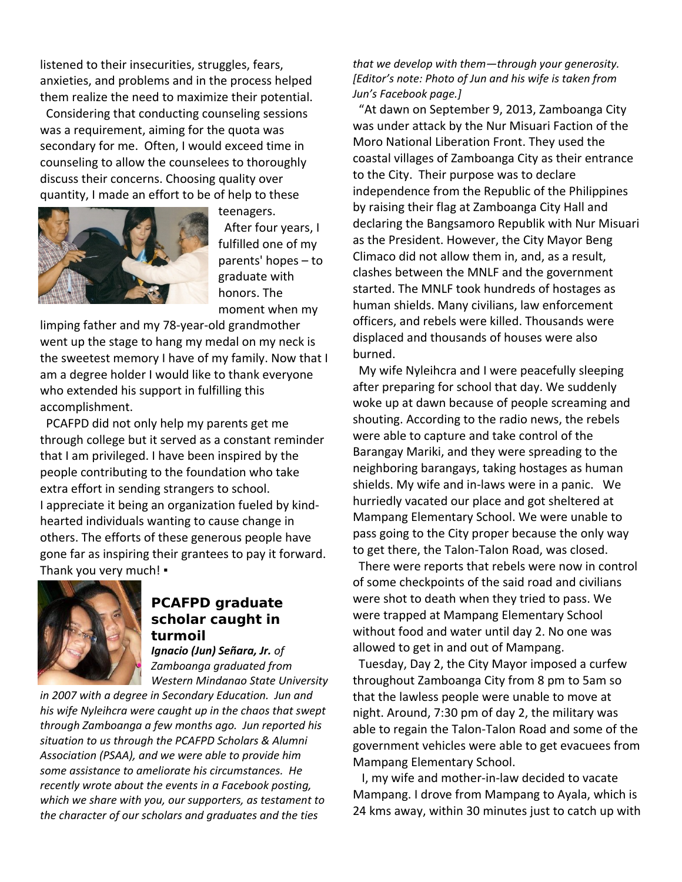listened to their insecurities, struggles, fears, anxieties, and problems and in the process helped them realize the need to maximize their potential.

Considering that conducting counseling sessions was a requirement, aiming for the quota was secondary for me. Often, I would exceed time in counseling to allow the counselees to thoroughly discuss their concerns. Choosing quality over quantity, I made an effort to be of help to these teenagers.

After four years, I fulfilled one of my parents' hopes – to graduate with honors. The moment when my limping father and my 78-year-old grandmother went up the stage to hang my medal on my neck is the sweetest memory I have of my family. Now that I am a degree holder I would like to thank everyone who extended his support in fulfilling this accomplishment.

PCAFPD did not only help my parents get me through college but it served as a constant reminder that I am privileged. I have been inspired by the people contributing to the foundation who take extra effort in sending strangers to school. I appreciate it being an organization fueled by kind-hearted individuals wanting to cause change in others. The efforts of these generous people have gone far as inspiring their grantees to pay it forward. Thank you very much! ▪

## PCAFPD graduate scholar caught in turmoil

***Ignacio (Jun) Señara, Jr.*** *of Zamboanga graduated from Western Mindanao State University in 2007 with a degree in Secondary Education. Jun and his wife Nyleihcra were caught up in the chaos that swept through Zamboanga a few months ago. Jun reported his situation to us through the PCAFPD Scholars & Alumni Association (PSAA), and we were able to provide him some assistance to ameliorate his circumstances. He recently wrote about the events in a Facebook posting, which we share with you, our supporters, as testament to the character of our scholars and graduates and the ties that we develop with them—through your generosity. [Editor's note: Photo of Jun and his wife is taken from Jun's Facebook page.]*

"At dawn on September 9, 2013, Zamboanga City was under attack by the Nur Misuari Faction of the Moro National Liberation Front. They used the coastal villages of Zamboanga City as their entrance to the City. Their purpose was to declare independence from the Republic of the Philippines by raising their flag at Zamboanga City Hall and declaring the Bangsamoro Republik with Nur Misuari as the President. However, the City Mayor Beng Climaco did not allow them in, and, as a result, clashes between the MNLF and the government started. The MNLF took hundreds of hostages as human shields. Many civilians, law enforcement officers, and rebels were killed. Thousands were displaced and thousands of houses were also burned.

My wife Nyleihcra and I were peacefully sleeping after preparing for school that day. We suddenly woke up at dawn because of people screaming and shouting. According to the radio news, the rebels were able to capture and take control of the Barangay Mariki, and they were spreading to the neighboring barangays, taking hostages as human shields. My wife and in-laws were in a panic. We hurriedly vacated our place and got sheltered at Mampang Elementary School. We were unable to pass going to the City proper because the only way to get there, the Talon-Talon Road, was closed.

There were reports that rebels were now in control of some checkpoints of the said road and civilians were shot to death when they tried to pass. We were trapped at Mampang Elementary School without food and water until day 2. No one was allowed to get in and out of Mampang.

Tuesday, Day 2, the City Mayor imposed a curfew throughout Zamboanga City from 8 pm to 5am so that the lawless people were unable to move at night. Around, 7:30 pm of day 2, the military was able to regain the Talon-Talon Road and some of the government vehicles were able to get evacuees from Mampang Elementary School.

I, my wife and mother-in-law decided to vacate Mampang. I drove from Mampang to Ayala, which is 24 kms away, within 30 minutes just to catch up with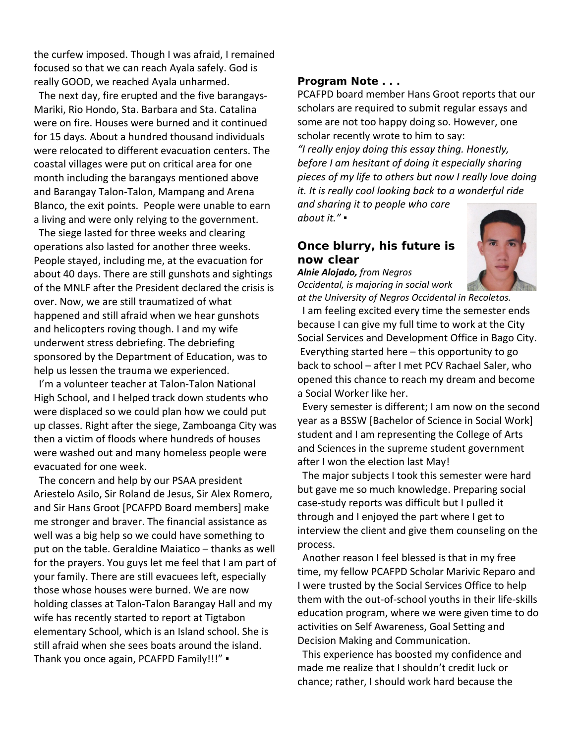the curfew imposed. Though I was afraid, I remained focused so that we can reach Ayala safely. God is really GOOD, we reached Ayala unharmed.

The next day, fire erupted and the five barangays- Mariki, Rio Hondo, Sta. Barbara and Sta. Catalina were on fire. Houses were burned and it continued for 15 days. About a hundred thousand individuals were relocated to different evacuation centers. The coastal villages were put on critical area for one month including the barangays mentioned above and Barangay Talon-Talon, Mampang and Arena Blanco, the exit points. People were unable to earn a living and were only relying to the government.

The siege lasted for three weeks and clearing operations also lasted for another three weeks. People stayed, including me, at the evacuation for about 40 days. There are still gunshots and sightings of the MNLF after the President declared the crisis is over. Now, we are still traumatized of what happened and still afraid when we hear gunshots and helicopters roving though. I and my wife underwent stress debriefing. The debriefing sponsored by the Department of Education, was to help us lessen the trauma we experienced.

I'm a volunteer teacher at Talon-Talon National High School, and I helped track down students who were displaced so we could plan how we could put up classes. Right after the siege, Zamboanga City was then a victim of floods where hundreds of houses were washed out and many homeless people were evacuated for one week.

The concern and help by our PSAA president Ariestelo Asilo, Sir Roland de Jesus, Sir Alex Romero, and Sir Hans Groot [PCAFPD Board members] make me stronger and braver. The financial assistance as well was a big help so we could have something to put on the table. Geraldine Maiatico – thanks as well for the prayers. You guys let me feel that I am part of your family. There are still evacuees left, especially those whose houses were burned. We are now holding classes at Talon-Talon Barangay Hall and my wife has recently started to report at Tigtabon elementary School, which is an Island school. She is still afraid when she sees boats around the island. Thank you once again, PCAFPD Family!!!" ▪

**Program Note . . .**

PCAFPD board member Hans Groot reports that our scholars are required to submit regular essays and some are not too happy doing so. However, one scholar recently wrote to him to say:

*"I really enjoy doing this essay thing. Honestly, before I am hesitant of doing it especially sharing pieces of my life to others but now I really love doing it. It is really cool looking back to a wonderful ride and sharing it to people who care about it."* ▪

## Once blurry, his future is now clear

***Alnie Alojado,*** *from Negros Occidental, is majoring in social work at the University of Negros Occidental in Recoletos.*

I am feeling excited every time the semester ends because I can give my full time to work at the City Social Services and Development Office in Bago City. Everything started here – this opportunity to go back to school – after I met PCV Rachael Saler, who opened this chance to reach my dream and become a Social Worker like her.

Every semester is different; I am now on the second year as a BSSW [Bachelor of Science in Social Work] student and I am representing the College of Arts and Sciences in the supreme student government after I won the election last May!

The major subjects I took this semester were hard but gave me so much knowledge. Preparing social case-study reports was difficult but I pulled it through and I enjoyed the part where I get to interview the client and give them counseling on the process.

Another reason I feel blessed is that in my free time, my fellow PCAFPD Scholar Marivic Reparo and I were trusted by the Social Services Office to help them with the out-of-school youths in their life-skills education program, where we were given time to do activities on Self Awareness, Goal Setting and Decision Making and Communication.

This experience has boosted my confidence and made me realize that I shouldn't credit luck or chance; rather, I should work hard because the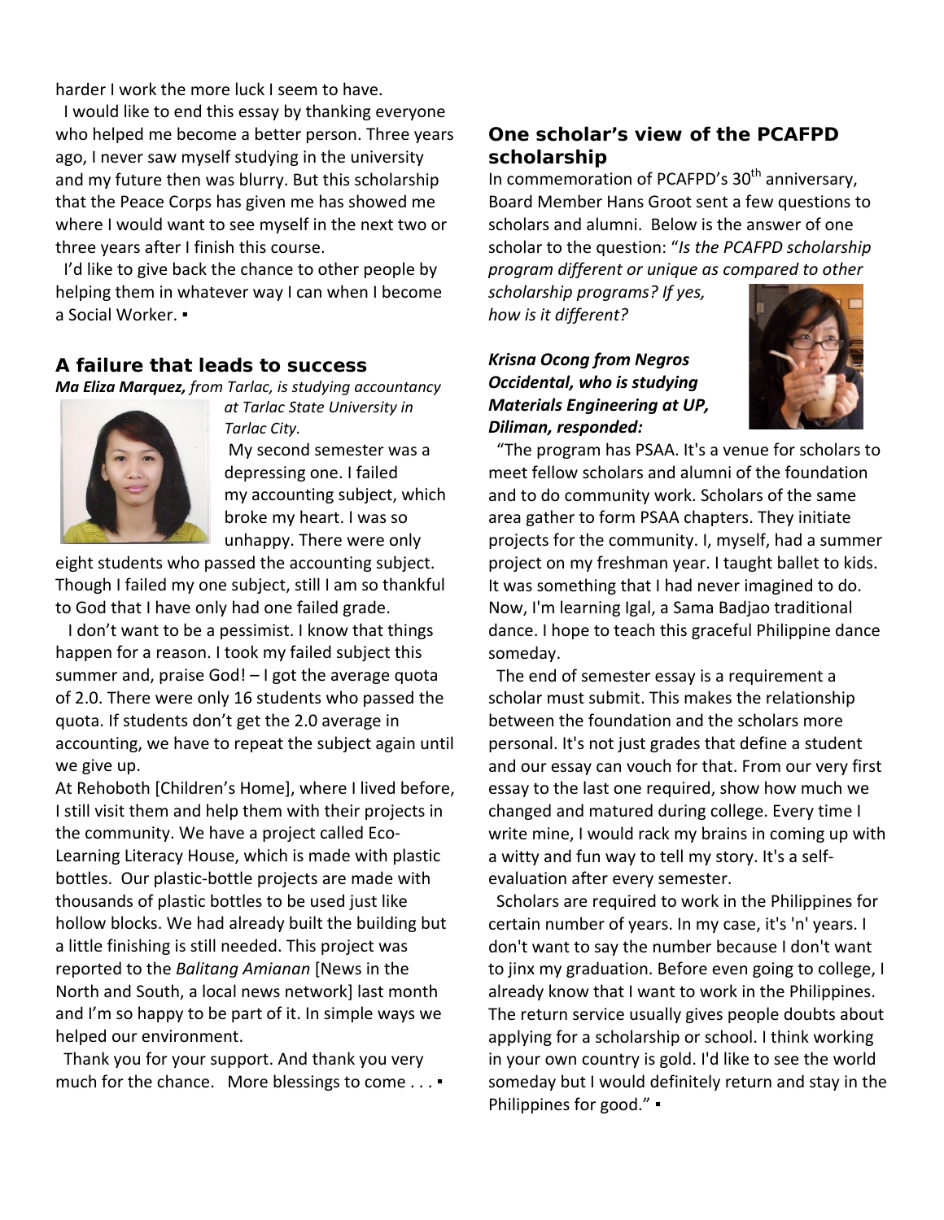harder I work the more luck I seem to have.

I would like to end this essay by thanking everyone who helped me become a better person. Three years ago, I never saw myself studying in the university and my future then was blurry. But this scholarship that the Peace Corps has given me has showed me where I would want to see myself in the next two or three years after I finish this course.

I'd like to give back the chance to other people by helping them in whatever way I can when I become a Social Worker. ▪

## A failure that leads to success

***Ma Eliza Marquez,*** *from Tarlac, is studying accountancy at Tarlac State University in Tarlac City.*

My second semester was a depressing one. I failed my accounting subject, which broke my heart. I was so unhappy. There were only eight students who passed the accounting subject. Though I failed my one subject, still I am so thankful to God that I have only had one failed grade.

I don't want to be a pessimist. I know that things happen for a reason. I took my failed subject this summer and, praise God! – I got the average quota of 2.0. There were only 16 students who passed the quota. If students don't get the 2.0 average in accounting, we have to repeat the subject again until we give up.

At Rehoboth [Children's Home], where I lived before, I still visit them and help them with their projects in the community. We have a project called Eco-Learning Literacy House, which is made with plastic bottles. Our plastic-bottle projects are made with thousands of plastic bottles to be used just like hollow blocks. We had already built the building but a little finishing is still needed. This project was reported to the *Balitang Amianan* [News in the North and South, a local news network] last month and I'm so happy to be part of it. In simple ways we helped our environment.

Thank you for your support. And thank you very much for the chance. More blessings to come . . . ▪

## One scholar's view of the PCAFPD scholarship

In commemoration of PCAFPD's 30th anniversary, Board Member Hans Groot sent a few questions to scholars and alumni. Below is the answer of one scholar to the question: "*Is the PCAFPD scholarship program different or unique as compared to other scholarship programs? If yes, how is it different?*

***Krisna Ocong from Negros Occidental, who is studying Materials Engineering at UP, Diliman, responded:***

"The program has PSAA. It's a venue for scholars to meet fellow scholars and alumni of the foundation and to do community work. Scholars of the same area gather to form PSAA chapters. They initiate projects for the community. I, myself, had a summer project on my freshman year. I taught ballet to kids. It was something that I had never imagined to do. Now, I'm learning Igal, a Sama Badjao traditional dance. I hope to teach this graceful Philippine dance someday.

The end of semester essay is a requirement a scholar must submit. This makes the relationship between the foundation and the scholars more personal. It's not just grades that define a student and our essay can vouch for that. From our very first essay to the last one required, show how much we changed and matured during college. Every time I write mine, I would rack my brains in coming up with a witty and fun way to tell my story. It's a self-evaluation after every semester.

Scholars are required to work in the Philippines for certain number of years. In my case, it's 'n' years. I don't want to say the number because I don't want to jinx my graduation. Before even going to college, I already know that I want to work in the Philippines. The return service usually gives people doubts about applying for a scholarship or school. I think working in your own country is gold. I'd like to see the world someday but I would definitely return and stay in the Philippines for good." ▪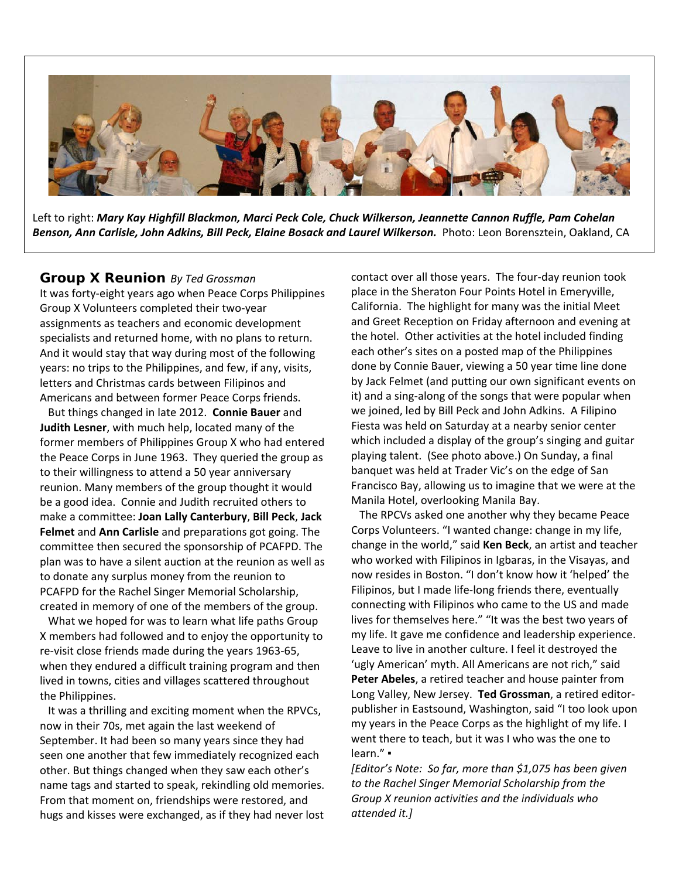Left to right: ***Mary Kay Highfill Blackmon, Marci Peck Cole, Chuck Wilkerson, Jeannette Cannon Ruffle, Pam Cohelan Benson, Ann Carlisle, John Adkins, Bill Peck, Elaine Bosack and Laurel Wilkerson.*** Photo: Leon Borensztein, Oakland, CA

## Group X Reunion *By Ted Grossman*

It was forty-eight years ago when Peace Corps Philippines Group X Volunteers completed their two-year assignments as teachers and economic development specialists and returned home, with no plans to return. And it would stay that way during most of the following years: no trips to the Philippines, and few, if any, visits, letters and Christmas cards between Filipinos and Americans and between former Peace Corps friends.

But things changed in late 2012. **Connie Bauer** and **Judith Lesner**, with much help, located many of the former members of Philippines Group X who had entered the Peace Corps in June 1963. They queried the group as to their willingness to attend a 50 year anniversary reunion. Many members of the group thought it would be a good idea. Connie and Judith recruited others to make a committee: **Joan Lally Canterbury**, **Bill Peck**, **Jack Felmet** and **Ann Carlisle** and preparations got going. The committee then secured the sponsorship of PCAFPD. The plan was to have a silent auction at the reunion as well as to donate any surplus money from the reunion to PCAFPD for the Rachel Singer Memorial Scholarship, created in memory of one of the members of the group.

What we hoped for was to learn what life paths Group X members had followed and to enjoy the opportunity to re-visit close friends made during the years 1963-65, when they endured a difficult training program and then lived in towns, cities and villages scattered throughout the Philippines.

It was a thrilling and exciting moment when the RPVCs, now in their 70s, met again the last weekend of September. It had been so many years since they had seen one another that few immediately recognized each other. But things changed when they saw each other's name tags and started to speak, rekindling old memories. From that moment on, friendships were restored, and hugs and kisses were exchanged, as if they had never lost contact over all those years. The four-day reunion took place in the Sheraton Four Points Hotel in Emeryville, California. The highlight for many was the initial Meet and Greet Reception on Friday afternoon and evening at the hotel. Other activities at the hotel included finding each other's sites on a posted map of the Philippines done by Connie Bauer, viewing a 50 year time line done by Jack Felmet (and putting our own significant events on it) and a sing-along of the songs that were popular when we joined, led by Bill Peck and John Adkins. A Filipino Fiesta was held on Saturday at a nearby senior center which included a display of the group's singing and guitar playing talent. (See photo above.) On Sunday, a final banquet was held at Trader Vic's on the edge of San Francisco Bay, allowing us to imagine that we were at the Manila Hotel, overlooking Manila Bay.

The RPCVs asked one another why they became Peace Corps Volunteers. "I wanted change: change in my life, change in the world," said **Ken Beck**, an artist and teacher who worked with Filipinos in Igbaras, in the Visayas, and now resides in Boston. "I don't know how it 'helped' the Filipinos, but I made life-long friends there, eventually connecting with Filipinos who came to the US and made lives for themselves here." "It was the best two years of my life. It gave me confidence and leadership experience. Leave to live in another culture. I feel it destroyed the 'ugly American' myth. All Americans are not rich," said **Peter Abeles**, a retired teacher and house painter from Long Valley, New Jersey. **Ted Grossman**, a retired editor-publisher in Eastsound, Washington, said "I too look upon my years in the Peace Corps as the highlight of my life. I went there to teach, but it was I who was the one to learn." ▪

*[Editor's Note: So far, more than $1,075 has been given to the Rachel Singer Memorial Scholarship from the Group X reunion activities and the individuals who attended it.]*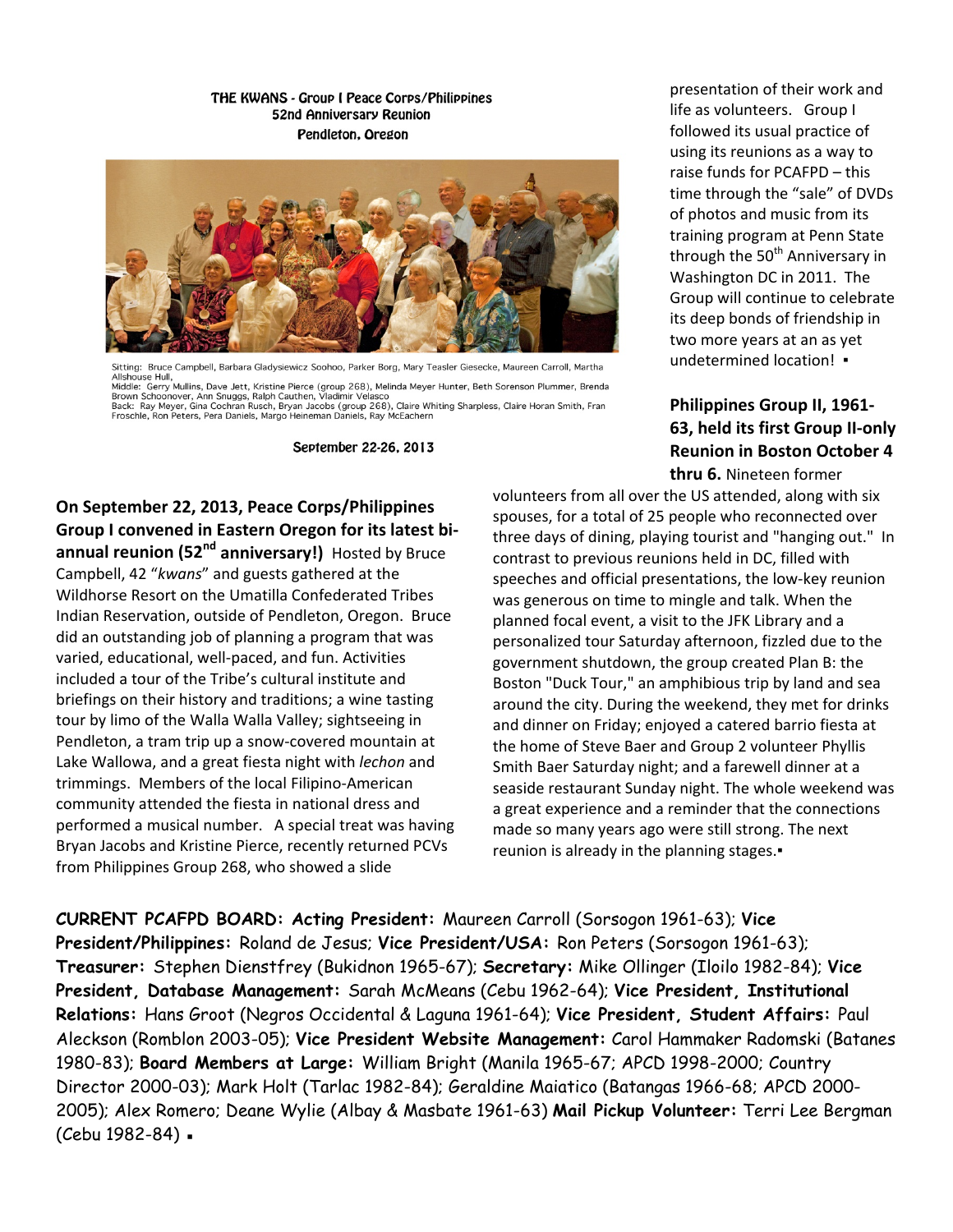THE KWANS - Group I Peace Corps/Philippines
52nd Anniversary Reunion
Pendleton, Oregon

Sitting: Bruce Campbell, Barbara Gladysiewicz Soohoo, Parker Borg, Mary Teasler Giesecke, Maureen Carroll, Martha Allshouse Hull,
Middle: Gerry Mullins, Dave Jett, Kristine Pierce (group 268), Melinda Meyer Hunter, Beth Sorenson Plummer, Brenda Brown Schoonover, Ann Snuggs, Ralph Cauthen, Vladimir Velasco
Back: Ray Meyer, Gina Cochran Rusch, Bryan Jacobs (group 268), Claire Whiting Sharpless, Claire Horan Smith, Fran Froschle, Ron Peters, Pera Daniels, Margo Heineman Daniels, Ray McEachern

September 22-26, 2013

**On September 22, 2013, Peace Corps/Philippines Group I convened in Eastern Oregon for its latest bi-annual reunion (52nd anniversary!)** Hosted by Bruce Campbell, 42 "*kwans*" and guests gathered at the Wildhorse Resort on the Umatilla Confederated Tribes Indian Reservation, outside of Pendleton, Oregon. Bruce did an outstanding job of planning a program that was varied, educational, well-paced, and fun. Activities included a tour of the Tribe's cultural institute and briefings on their history and traditions; a wine tasting tour by limo of the Walla Walla Valley; sightseeing in Pendleton, a tram trip up a snow-covered mountain at Lake Wallowa, and a great fiesta night with *lechon* and trimmings. Members of the local Filipino-American community attended the fiesta in national dress and performed a musical number. A special treat was having Bryan Jacobs and Kristine Pierce, recently returned PCVs from Philippines Group 268, who showed a slide presentation of their work and life as volunteers. Group I followed its usual practice of using its reunions as a way to raise funds for PCAFPD – this time through the "sale" of DVDs of photos and music from its training program at Penn State through the 50th Anniversary in Washington DC in 2011. The Group will continue to celebrate its deep bonds of friendship in two more years at an as yet undetermined location! ▪

**Philippines Group II, 1961-63, held its first Group II-only Reunion in Boston October 4 thru 6.** Nineteen former volunteers from all over the US attended, along with six spouses, for a total of 25 people who reconnected over three days of dining, playing tourist and "hanging out." In contrast to previous reunions held in DC, filled with speeches and official presentations, the low-key reunion was generous on time to mingle and talk. When the planned focal event, a visit to the JFK Library and a personalized tour Saturday afternoon, fizzled due to the government shutdown, the group created Plan B: the Boston "Duck Tour," an amphibious trip by land and sea around the city. During the weekend, they met for drinks and dinner on Friday; enjoyed a catered barrio fiesta at the home of Steve Baer and Group 2 volunteer Phyllis Smith Baer Saturday night; and a farewell dinner at a seaside restaurant Sunday night. The whole weekend was a great experience and a reminder that the connections made so many years ago were still strong. The next reunion is already in the planning stages.▪

**CURRENT PCAFPD BOARD: Acting President:** Maureen Carroll (Sorsogon 1961-63); **Vice President/Philippines:** Roland de Jesus; **Vice President/USA:** Ron Peters (Sorsogon 1961-63); **Treasurer:** Stephen Dienstfrey (Bukidnon 1965-67); **Secretary:** Mike Ollinger (Iloilo 1982-84); **Vice President, Database Management:** Sarah McMeans (Cebu 1962-64); **Vice President, Institutional Relations:** Hans Groot (Negros Occidental & Laguna 1961-64); **Vice President, Student Affairs:** Paul Aleckson (Romblon 2003-05); **Vice President Website Management:** Carol Hammaker Radomski (Batanes 1980-83); **Board Members at Large:** William Bright (Manila 1965-67; APCD 1998-2000; Country Director 2000-03); Mark Holt (Tarlac 1982-84); Geraldine Maiatico (Batangas 1966-68; APCD 2000-2005); Alex Romero; Deane Wylie (Albay & Masbate 1961-63) **Mail Pickup Volunteer:** Terri Lee Bergman (Cebu 1982-84) ▪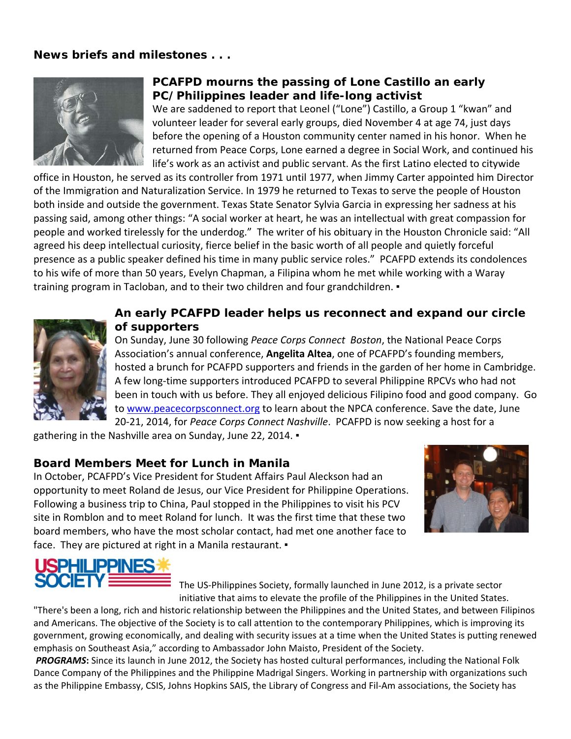**News briefs and milestones . . .**

### PCAFPD mourns the passing of Lone Castillo an early PC/Philippines leader and life-long activist

We are saddened to report that Leonel ("Lone") Castillo, a Group 1 "kwan" and volunteer leader for several early groups, died November 4 at age 74, just days before the opening of a Houston community center named in his honor. When he returned from Peace Corps, Lone earned a degree in Social Work, and continued his life's work as an activist and public servant. As the first Latino elected to citywide office in Houston, he served as its controller from 1971 until 1977, when Jimmy Carter appointed him Director of the Immigration and Naturalization Service. In 1979 he returned to Texas to serve the people of Houston both inside and outside the government. Texas State Senator Sylvia Garcia in expressing her sadness at his passing said, among other things: "A social worker at heart, he was an intellectual with great compassion for people and worked tirelessly for the underdog." The writer of his obituary in the Houston Chronicle said: "All agreed his deep intellectual curiosity, fierce belief in the basic worth of all people and quietly forceful presence as a public speaker defined his time in many public service roles." PCAFPD extends its condolences to his wife of more than 50 years, Evelyn Chapman, a Filipina whom he met while working with a Waray training program in Tacloban, and to their two children and four grandchildren. ▪

### An early PCAFPD leader helps us reconnect and expand our circle of supporters

On Sunday, June 30 following *Peace Corps Connect Boston*, the National Peace Corps Association's annual conference, **Angelita Altea**, one of PCAFPD's founding members, hosted a brunch for PCAFPD supporters and friends in the garden of her home in Cambridge. A few long-time supporters introduced PCAFPD to several Philippine RPCVs who had not been in touch with us before. They all enjoyed delicious Filipino food and good company. Go to www.peacecorpsconnect.org to learn about the NPCA conference. Save the date, June 20-21, 2014, for *Peace Corps Connect Nashville*. PCAFPD is now seeking a host for a gathering in the Nashville area on Sunday, June 22, 2014. ▪

### Board Members Meet for Lunch in Manila

In October, PCAFPD's Vice President for Student Affairs Paul Aleckson had an opportunity to meet Roland de Jesus, our Vice President for Philippine Operations. Following a business trip to China, Paul stopped in the Philippines to visit his PCV site in Romblon and to meet Roland for lunch. It was the first time that these two board members, who have the most scholar contact, had met one another face to face. They are pictured at right in a Manila restaurant. ▪

USPHILIPPINES SOCIETY

The US-Philippines Society, formally launched in June 2012, is a private sector initiative that aims to elevate the profile of the Philippines in the United States. "There's been a long, rich and historic relationship between the Philippines and the United States, and between Filipinos and Americans. The objective of the Society is to call attention to the contemporary Philippines, which is improving its government, growing economically, and dealing with security issues at a time when the United States is putting renewed emphasis on Southeast Asia," according to Ambassador John Maisto, President of the Society.

***PROGRAMS*:** Since its launch in June 2012, the Society has hosted cultural performances, including the National Folk Dance Company of the Philippines and the Philippine Madrigal Singers. Working in partnership with organizations such as the Philippine Embassy, CSIS, Johns Hopkins SAIS, the Library of Congress and Fil-Am associations, the Society has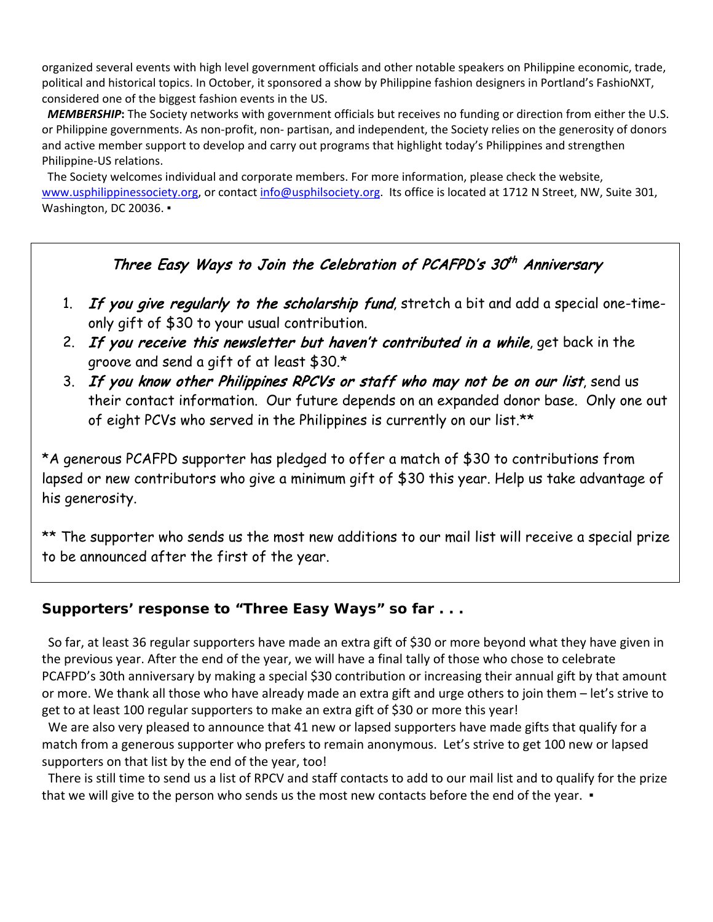organized several events with high level government officials and other notable speakers on Philippine economic, trade, political and historical topics. In October, it sponsored a show by Philippine fashion designers in Portland's FashioNXT, considered one of the biggest fashion events in the US.

***MEMBERSHIP*:** The Society networks with government officials but receives no funding or direction from either the U.S. or Philippine governments. As non-profit, non- partisan, and independent, the Society relies on the generosity of donors and active member support to develop and carry out programs that highlight today's Philippines and strengthen Philippine-US relations.

The Society welcomes individual and corporate members. For more information, please check the website, www.usphilippinessociety.org, or contact info@usphilsociety.org. Its office is located at 1712 N Street, NW, Suite 301, Washington, DC 20036. ▪

## *Three Easy Ways to Join the Celebration of PCAFPD's 30th Anniversary*

1. ***If you give regularly to the scholarship fund***, stretch a bit and add a special one-time-only gift of $30 to your usual contribution.
2. ***If you receive this newsletter but haven't contributed in a while***, get back in the groove and send a gift of at least $30.*
3. ***If you know other Philippines RPCVs or staff who may not be on our list***, send us their contact information. Our future depends on an expanded donor base. Only one out of eight PCVs who served in the Philippines is currently on our list.**

*A generous PCAFPD supporter has pledged to offer a match of $30 to contributions from lapsed or new contributors who give a minimum gift of $30 this year. Help us take advantage of his generosity.

** The supporter who sends us the most new additions to our mail list will receive a special prize to be announced after the first of the year.

## Supporters' response to "Three Easy Ways" so far . . .

So far, at least 36 regular supporters have made an extra gift of $30 or more beyond what they have given in the previous year. After the end of the year, we will have a final tally of those who chose to celebrate PCAFPD's 30th anniversary by making a special $30 contribution or increasing their annual gift by that amount or more. We thank all those who have already made an extra gift and urge others to join them – let's strive to get to at least 100 regular supporters to make an extra gift of $30 or more this year!

We are also very pleased to announce that 41 new or lapsed supporters have made gifts that qualify for a match from a generous supporter who prefers to remain anonymous. Let's strive to get 100 new or lapsed supporters on that list by the end of the year, too!

There is still time to send us a list of RPCV and staff contacts to add to our mail list and to qualify for the prize that we will give to the person who sends us the most new contacts before the end of the year. ▪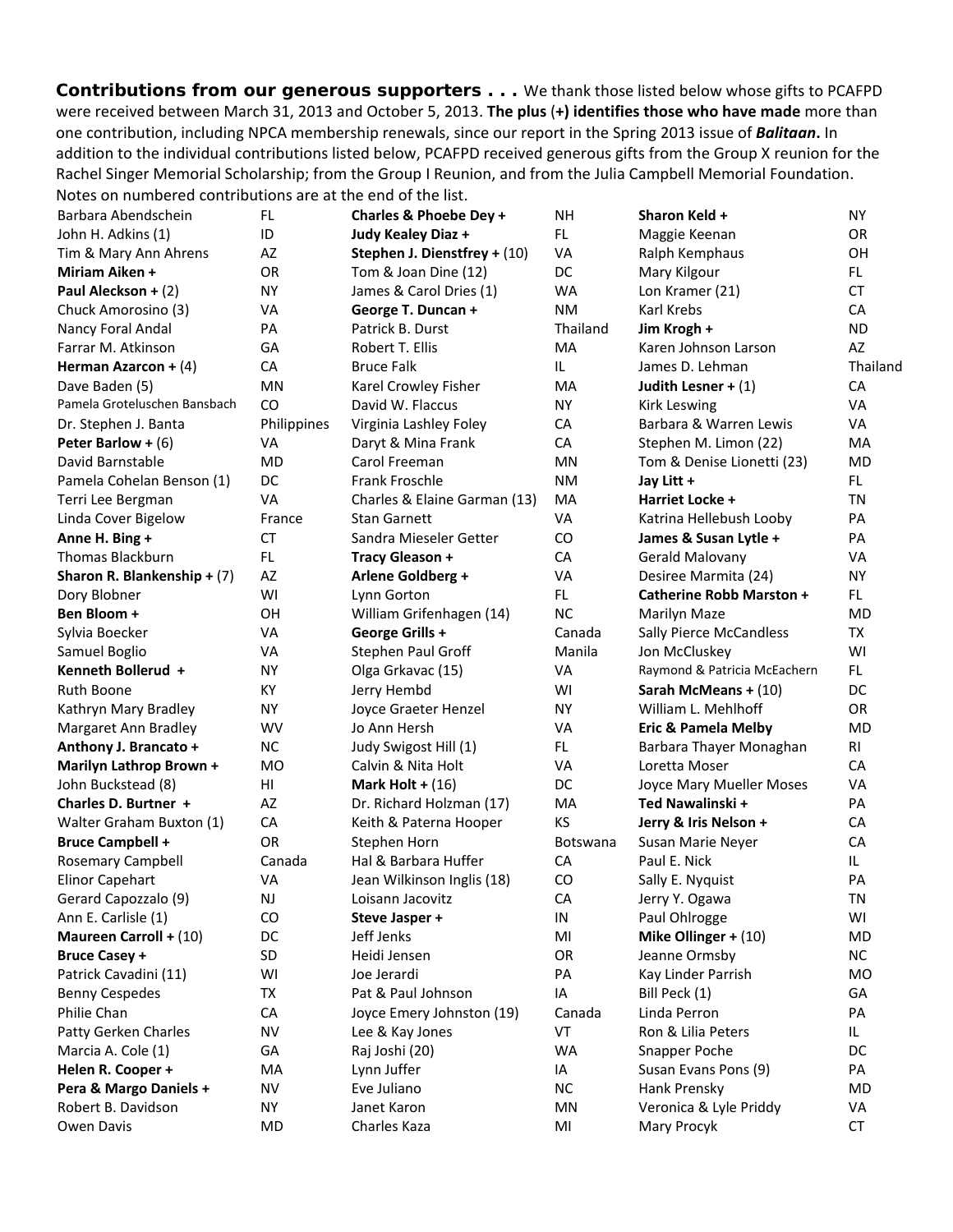**Contributions from our generous supporters . . .** We thank those listed below whose gifts to PCAFPD were received between March 31, 2013 and October 5, 2013. **The plus (+) identifies those who have made** more than one contribution, including NPCA membership renewals, since our report in the Spring 2013 issue of ***Balitaan*.** In addition to the individual contributions listed below, PCAFPD received generous gifts from the Group X reunion for the Rachel Singer Memorial Scholarship; from the Group I Reunion, and from the Julia Campbell Memorial Foundation. Notes on numbered contributions are at the end of the list.

| Name | State | Name | State | Name | State |
|---|---|---|---|---|---|
| Barbara Abendschein | FL | **Charles & Phoebe Dey +** | NH | **Sharon Keld +** | NY |
| John H. Adkins (1) | ID | **Judy Kealey Diaz +** | FL | Maggie Keenan | OR |
| Tim & Mary Ann Ahrens | AZ | **Stephen J. Dienstfrey +** (10) | VA | Ralph Kemphaus | OH |
| **Miriam Aiken +** | OR | Tom & Joan Dine (12) | DC | Mary Kilgour | FL |
| **Paul Aleckson +** (2) | NY | James & Carol Dries (1) | WA | Lon Kramer (21) | CT |
| Chuck Amorosino (3) | VA | **George T. Duncan +** | NM | Karl Krebs | CA |
| Nancy Foral Andal | PA | Patrick B. Durst | Thailand | **Jim Krogh +** | ND |
| Farrar M. Atkinson | GA | Robert T. Ellis | MA | Karen Johnson Larson | AZ |
| **Herman Azarcon +** (4) | CA | Bruce Falk | IL | James D. Lehman | Thailand |
| Dave Baden (5) | MN | Karel Crowley Fisher | MA | **Judith Lesner +** (1) | CA |
| Pamela Groteluschen Bansbach | CO | David W. Flaccus | NY | Kirk Leswing | VA |
| Dr. Stephen J. Banta | Philippines | Virginia Lashley Foley | CA | Barbara & Warren Lewis | VA |
| **Peter Barlow +** (6) | VA | Daryt & Mina Frank | CA | Stephen M. Limon (22) | MA |
| David Barnstable | MD | Carol Freeman | MN | Tom & Denise Lionetti (23) | MD |
| Pamela Cohelan Benson (1) | DC | Frank Froschle | NM | **Jay Litt +** | FL |
| Terri Lee Bergman | VA | Charles & Elaine Garman (13) | MA | **Harriet Locke +** | TN |
| Linda Cover Bigelow | France | Stan Garnett | VA | Katrina Hellebush Looby | PA |
| **Anne H. Bing +** | CT | Sandra Mieseler Getter | CO | **James & Susan Lytle +** | PA |
| Thomas Blackburn | FL | **Tracy Gleason +** | CA | Gerald Malovany | VA |
| **Sharon R. Blankenship +** (7) | AZ | **Arlene Goldberg +** | VA | Desiree Marmita (24) | NY |
| Dory Blobner | WI | Lynn Gorton | FL | **Catherine Robb Marston +** | FL |
| **Ben Bloom +** | OH | William Grifenhagen (14) | NC | Marilyn Maze | MD |
| Sylvia Boecker | VA | **George Grills +** | Canada | Sally Pierce McCandless | TX |
| Samuel Boglio | VA | Stephen Paul Groff | Manila | Jon McCluskey | WI |
| **Kenneth Bollerud +** | NY | Olga Grkavac (15) | VA | Raymond & Patricia McEachern | FL |
| Ruth Boone | KY | Jerry Hembd | WI | **Sarah McMeans +** (10) | DC |
| Kathryn Mary Bradley | NY | Joyce Graeter Henzel | NY | William L. Mehlhoff | OR |
| Margaret Ann Bradley | WV | Jo Ann Hersh | VA | **Eric & Pamela Melby** | MD |
| **Anthony J. Brancato +** | NC | Judy Swigost Hill (1) | FL | Barbara Thayer Monaghan | RI |
| **Marilyn Lathrop Brown +** | MO | Calvin & Nita Hill | VA | Loretta Moser | CA |
| John Buckstead (8) | HI | **Mark Holt +** (16) | DC | Joyce Mary Mueller Moses | VA |
| **Charles D. Burtner +** | AZ | Dr. Richard Holzman (17) | MA | **Ted Nawalinski +** | PA |
| Walter Graham Buxton (1) | CA | Keith & Paterna Hooper | KS | **Jerry & Iris Nelson +** | CA |
| **Bruce Campbell +** | OR | Stephen Horn | Botswana | Susan Marie Neyer | CA |
| Rosemary Campbell | Canada | Hal & Barbara Huffer | CA | Paul E. Nick | IL |
| Elinor Capehart | VA | Jean Wilkinson Inglis (18) | CO | Sally E. Nyquist | PA |
| Gerard Capozzalo (9) | NJ | Loisann Jacovitz | CA | Jerry Y. Ogawa | TN |
| Ann E. Carlisle (1) | CO | **Steve Jasper +** | IN | Paul Ohlrogge | WI |
| **Maureen Carroll +** (10) | DC | Jeff Jenks | MI | **Mike Ollinger +** (10) | MD |
| **Bruce Casey +** | SD | Heidi Jensen | OR | Jeanne Ormsby | NC |
| Patrick Cavadini (11) | WI | Joe Jerardi | PA | Kay Linder Parrish | MO |
| Benny Cespedes | TX | Pat & Paul Johnson | IA | Bill Peck (1) | GA |
| Philie Chan | CA | Joyce Emery Johnston (19) | Canada | Linda Perron | PA |
| Patty Gerken Charles | NV | Lee & Kay Jones | VT | Ron & Lilia Peters | IL |
| Marcia A. Cole (1) | GA | Raj Joshi (20) | WA | Snapper Poche | DC |
| **Helen R. Cooper +** | MA | Lynn Juffer | IA | Susan Evans Pons (9) | PA |
| **Pera & Margo Daniels +** | NV | Eve Juliano | NC | Hank Prensky | MD |
| Robert B. Davidson | NY | Janet Karon | MN | Veronica & Lyle Priddy | VA |
| Owen Davis | MD | Charles Kaza | MI | Mary Procyk | CT |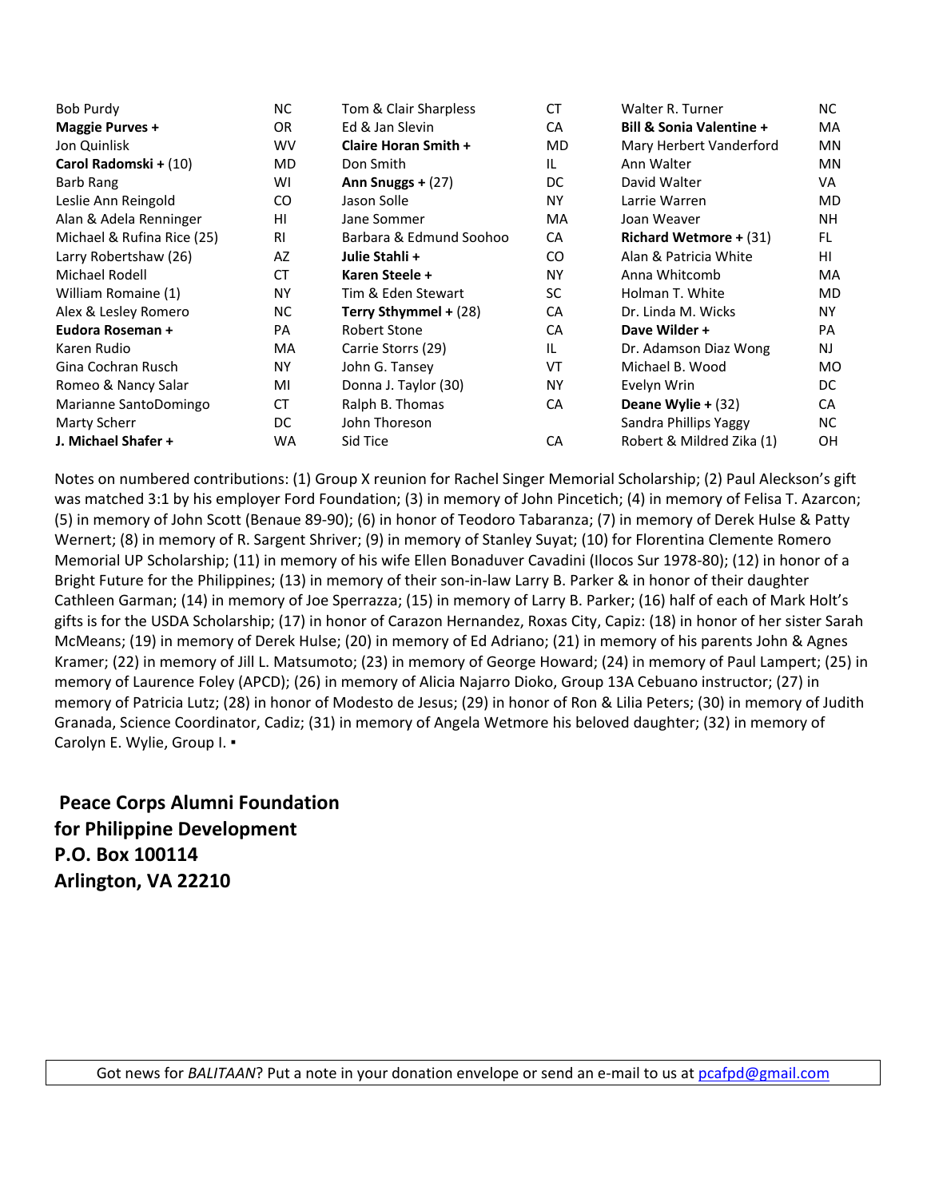| | | | | | |
|---|---|---|---|---|---|
| Bob Purdy | NC | Tom & Clair Sharpless | CT | Walter R. Turner | NC |
| **Maggie Purves +** | OR | Ed & Jan Slevin | CA | **Bill & Sonia Valentine +** | MA |
| Jon Quinlisk | WV | **Claire Horan Smith +** | MD | Mary Herbert Vanderford | MN |
| **Carol Radomski +** (10) | MD | Don Smith | IL | Ann Walter | MN |
| Barb Rang | WI | **Ann Snuggs +** (27) | DC | David Walter | VA |
| Leslie Ann Reingold | CO | Jason Solle | NY | Larrie Warren | MD |
| Alan & Adela Renninger | HI | Jane Sommer | MA | Joan Weaver | NH |
| Michael & Rufina Rice (25) | RI | Barbara & Edmund Soohoo | CA | **Richard Wetmore +** (31) | FL |
| Larry Robertshaw (26) | AZ | **Julie Stahli +** | CO | Alan & Patricia White | HI |
| Michael Rodell | CT | **Karen Steele +** | NY | Anna Whitcomb | MA |
| William Romaine (1) | NY | Tim & Eden Stewart | SC | Holman T. White | MD |
| Alex & Lesley Romero | NC | **Terry Sthymmel +** (28) | CA | Dr. Linda M. Wicks | NY |
| **Eudora Roseman +** | PA | Robert Stone | CA | **Dave Wilder +** | PA |
| Karen Rudio | MA | Carrie Storrs (29) | IL | Dr. Adamson Diaz Wong | NJ |
| Gina Cochran Rusch | NY | John G. Tansey | VT | Michael B. Wood | MO |
| Romeo & Nancy Salar | MI | Donna J. Taylor (30) | NY | Evelyn Wrin | DC |
| Marianne SantoDomingo | CT | Ralph B. Thomas | CA | **Deane Wylie +** (32) | CA |
| Marty Scherr | DC | John Thoreson | | Sandra Phillips Yaggy | NC |
| **J. Michael Shafer +** | WA | Sid Tice | CA | Robert & Mildred Zika (1) | OH |

Notes on numbered contributions: (1) Group X reunion for Rachel Singer Memorial Scholarship; (2) Paul Aleckson's gift was matched 3:1 by his employer Ford Foundation; (3) in memory of John Pincetich; (4) in memory of Felisa T. Azarcon; (5) in memory of John Scott (Benaue 89-90); (6) in honor of Teodoro Tabaranza; (7) in memory of Derek Hulse & Patty Wernert; (8) in memory of R. Sargent Shriver; (9) in memory of Stanley Suyat; (10) for Florentina Clemente Romero Memorial UP Scholarship; (11) in memory of his wife Ellen Bonaduver Cavadini (Ilocos Sur 1978-80); (12) in honor of a Bright Future for the Philippines; (13) in memory of their son-in-law Larry B. Parker & in honor of their daughter Cathleen Garman; (14) in memory of Joe Sperrazza; (15) in memory of Larry B. Parker; (16) half of each of Mark Holt's gifts is for the USDA Scholarship; (17) in honor of Carazon Hernandez, Roxas City, Capiz: (18) in honor of her sister Sarah McMeans; (19) in memory of Derek Hulse; (20) in memory of Ed Adriano; (21) in memory of his parents John & Agnes Kramer; (22) in memory of Jill L. Matsumoto; (23) in memory of George Howard; (24) in memory of Paul Lampert; (25) in memory of Laurence Foley (APCD); (26) in memory of Alicia Najarro Dioko, Group 13A Cebuano instructor; (27) in memory of Patricia Lutz; (28) in honor of Modesto de Jesus; (29) in honor of Ron & Lilia Peters; (30) in memory of Judith Granada, Science Coordinator, Cadiz; (31) in memory of Angela Wetmore his beloved daughter; (32) in memory of Carolyn E. Wylie, Group I. ▪

**Peace Corps Alumni Foundation**
**for Philippine Development**
**P.O. Box 100114**
**Arlington, VA 22210**

Got news for *BALITAAN*? Put a note in your donation envelope or send an e-mail to us at pcafpd@gmail.com